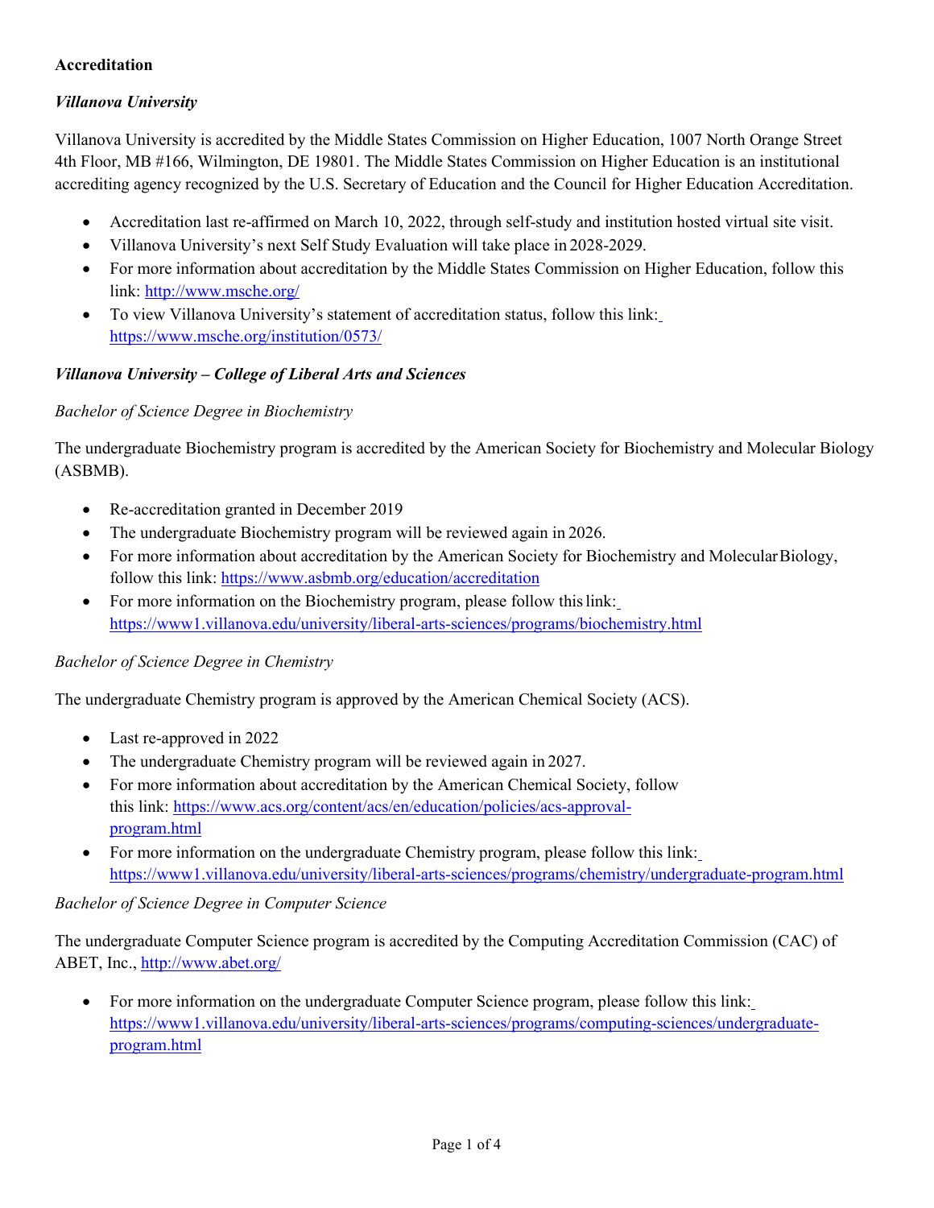**Accreditation**

***Villanova University***

Villanova University is accredited by the Middle States Commission on Higher Education, 1007 North Orange Street 4th Floor, MB #166, Wilmington, DE 19801. The Middle States Commission on Higher Education is an institutional accrediting agency recognized by the U.S. Secretary of Education and the Council for Higher Education Accreditation.

- Accreditation last re-affirmed on March 10, 2022, through self-study and institution hosted virtual site visit.
- Villanova University's next Self Study Evaluation will take place in 2028-2029.
- For more information about accreditation by the Middle States Commission on Higher Education, follow this link: http://www.msche.org/
- To view Villanova University's statement of accreditation status, follow this link: https://www.msche.org/institution/0573/

***Villanova University – College of Liberal Arts and Sciences***

*Bachelor of Science Degree in Biochemistry*

The undergraduate Biochemistry program is accredited by the American Society for Biochemistry and Molecular Biology (ASBMB).

- Re-accreditation granted in December 2019
- The undergraduate Biochemistry program will be reviewed again in 2026.
- For more information about accreditation by the American Society for Biochemistry and Molecular Biology, follow this link: https://www.asbmb.org/education/accreditation
- For more information on the Biochemistry program, please follow this link: https://www1.villanova.edu/university/liberal-arts-sciences/programs/biochemistry.html

*Bachelor of Science Degree in Chemistry*

The undergraduate Chemistry program is approved by the American Chemical Society (ACS).

- Last re-approved in 2022
- The undergraduate Chemistry program will be reviewed again in 2027.
- For more information about accreditation by the American Chemical Society, follow this link: https://www.acs.org/content/acs/en/education/policies/acs-approval-program.html
- For more information on the undergraduate Chemistry program, please follow this link: https://www1.villanova.edu/university/liberal-arts-sciences/programs/chemistry/undergraduate-program.html

*Bachelor of Science Degree in Computer Science*

The undergraduate Computer Science program is accredited by the Computing Accreditation Commission (CAC) of ABET, Inc., http://www.abet.org/

- For more information on the undergraduate Computer Science program, please follow this link: https://www1.villanova.edu/university/liberal-arts-sciences/programs/computing-sciences/undergraduate-program.html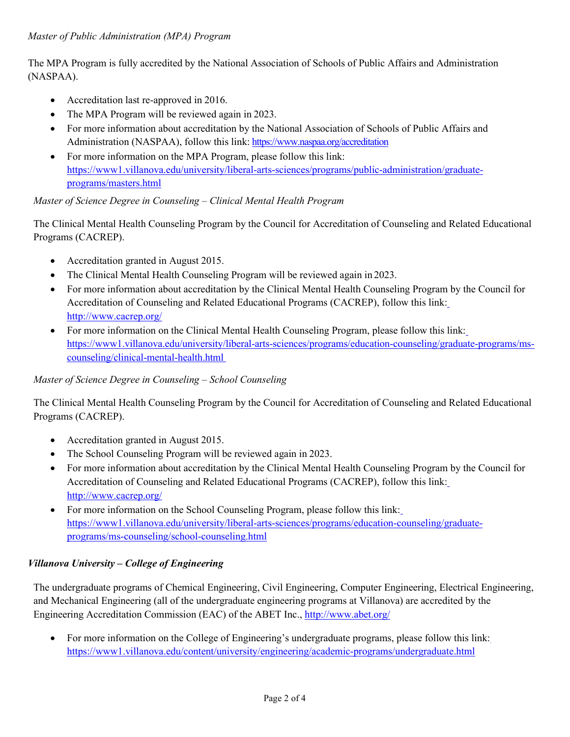*Master of Public Administration (MPA) Program*

The MPA Program is fully accredited by the National Association of Schools of Public Affairs and Administration (NASPAA).

- Accreditation last re-approved in 2016.
- The MPA Program will be reviewed again in 2023.
- For more information about accreditation by the National Association of Schools of Public Affairs and Administration (NASPAA), follow this link: https://www.naspaa.org/accreditation
- For more information on the MPA Program, please follow this link: https://www1.villanova.edu/university/liberal-arts-sciences/programs/public-administration/graduate-programs/masters.html

*Master of Science Degree in Counseling – Clinical Mental Health Program*

The Clinical Mental Health Counseling Program by the Council for Accreditation of Counseling and Related Educational Programs (CACREP).

- Accreditation granted in August 2015.
- The Clinical Mental Health Counseling Program will be reviewed again in 2023.
- For more information about accreditation by the Clinical Mental Health Counseling Program by the Council for Accreditation of Counseling and Related Educational Programs (CACREP), follow this link: http://www.cacrep.org/
- For more information on the Clinical Mental Health Counseling Program, please follow this link: https://www1.villanova.edu/university/liberal-arts-sciences/programs/education-counseling/graduate-programs/ms-counseling/clinical-mental-health.html

*Master of Science Degree in Counseling – School Counseling*

The Clinical Mental Health Counseling Program by the Council for Accreditation of Counseling and Related Educational Programs (CACREP).

- Accreditation granted in August 2015.
- The School Counseling Program will be reviewed again in 2023.
- For more information about accreditation by the Clinical Mental Health Counseling Program by the Council for Accreditation of Counseling and Related Educational Programs (CACREP), follow this link: http://www.cacrep.org/
- For more information on the School Counseling Program, please follow this link: https://www1.villanova.edu/university/liberal-arts-sciences/programs/education-counseling/graduate-programs/ms-counseling/school-counseling.html

***Villanova University – College of Engineering***

The undergraduate programs of Chemical Engineering, Civil Engineering, Computer Engineering, Electrical Engineering, and Mechanical Engineering (all of the undergraduate engineering programs at Villanova) are accredited by the Engineering Accreditation Commission (EAC) of the ABET Inc., http://www.abet.org/

- For more information on the College of Engineering's undergraduate programs, please follow this link: https://www1.villanova.edu/content/university/engineering/academic-programs/undergraduate.html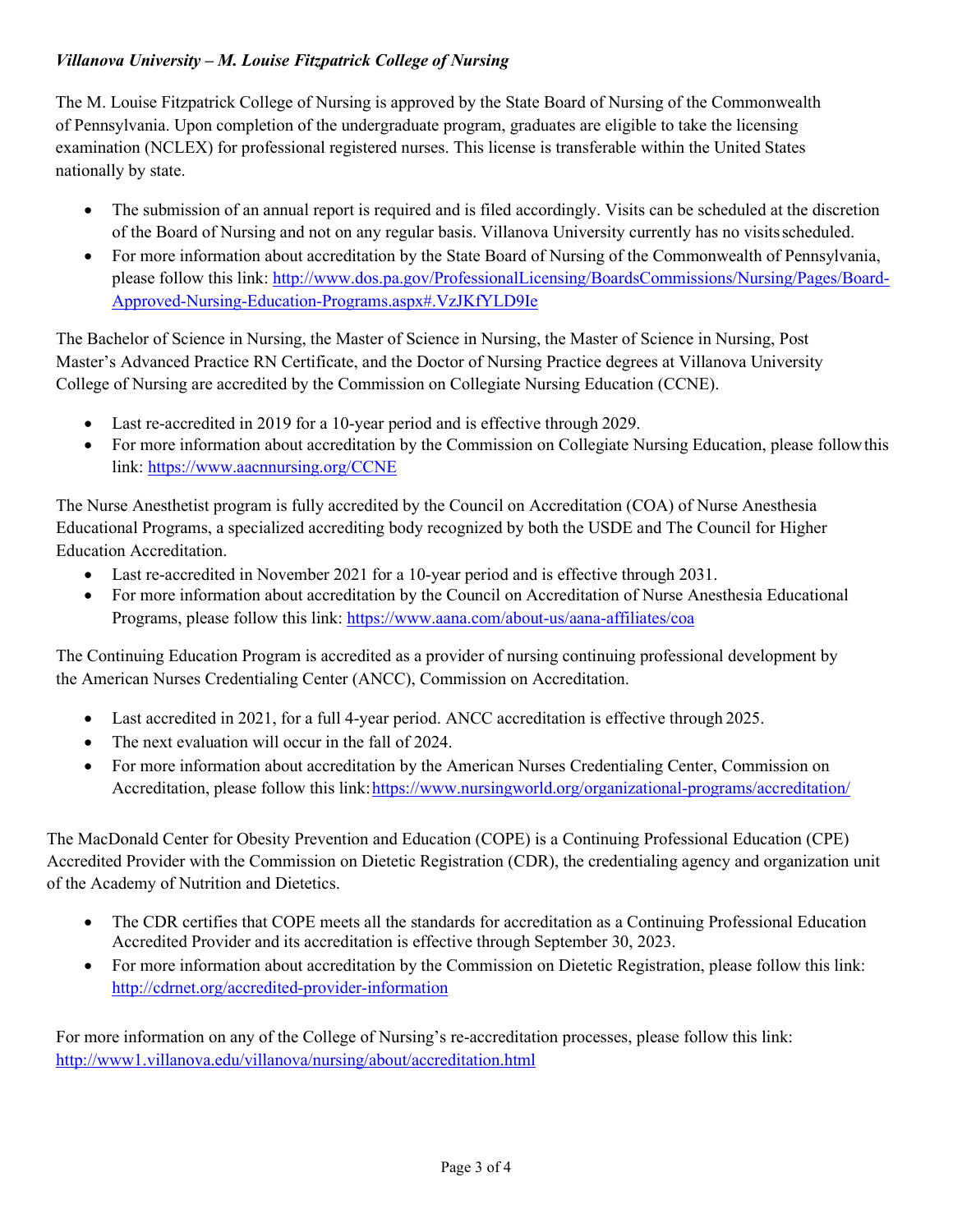*Villanova University – M. Louise Fitzpatrick College of Nursing*

The M. Louise Fitzpatrick College of Nursing is approved by the State Board of Nursing of the Commonwealth of Pennsylvania. Upon completion of the undergraduate program, graduates are eligible to take the licensing examination (NCLEX) for professional registered nurses. This license is transferable within the United States nationally by state.

- The submission of an annual report is required and is filed accordingly. Visits can be scheduled at the discretion of the Board of Nursing and not on any regular basis. Villanova University currently has no visits scheduled.
- For more information about accreditation by the State Board of Nursing of the Commonwealth of Pennsylvania, please follow this link: http://www.dos.pa.gov/ProfessionalLicensing/BoardsCommissions/Nursing/Pages/Board-Approved-Nursing-Education-Programs.aspx#.VzJKfYLD9Ie

The Bachelor of Science in Nursing, the Master of Science in Nursing, the Master of Science in Nursing, Post Master's Advanced Practice RN Certificate, and the Doctor of Nursing Practice degrees at Villanova University College of Nursing are accredited by the Commission on Collegiate Nursing Education (CCNE).

- Last re-accredited in 2019 for a 10-year period and is effective through 2029.
- For more information about accreditation by the Commission on Collegiate Nursing Education, please follow this link: https://www.aacnnursing.org/CCNE

The Nurse Anesthetist program is fully accredited by the Council on Accreditation (COA) of Nurse Anesthesia Educational Programs, a specialized accrediting body recognized by both the USDE and The Council for Higher Education Accreditation.

- Last re-accredited in November 2021 for a 10-year period and is effective through 2031.
- For more information about accreditation by the Council on Accreditation of Nurse Anesthesia Educational Programs, please follow this link: https://www.aana.com/about-us/aana-affiliates/coa

The Continuing Education Program is accredited as a provider of nursing continuing professional development by the American Nurses Credentialing Center (ANCC), Commission on Accreditation.

- Last accredited in 2021, for a full 4-year period. ANCC accreditation is effective through 2025.
- The next evaluation will occur in the fall of 2024.
- For more information about accreditation by the American Nurses Credentialing Center, Commission on Accreditation, please follow this link: https://www.nursingworld.org/organizational-programs/accreditation/

The MacDonald Center for Obesity Prevention and Education (COPE) is a Continuing Professional Education (CPE) Accredited Provider with the Commission on Dietetic Registration (CDR), the credentialing agency and organization unit of the Academy of Nutrition and Dietetics.

- The CDR certifies that COPE meets all the standards for accreditation as a Continuing Professional Education Accredited Provider and its accreditation is effective through September 30, 2023.
- For more information about accreditation by the Commission on Dietetic Registration, please follow this link: http://cdrnet.org/accredited-provider-information

For more information on any of the College of Nursing's re-accreditation processes, please follow this link: http://www1.villanova.edu/villanova/nursing/about/accreditation.html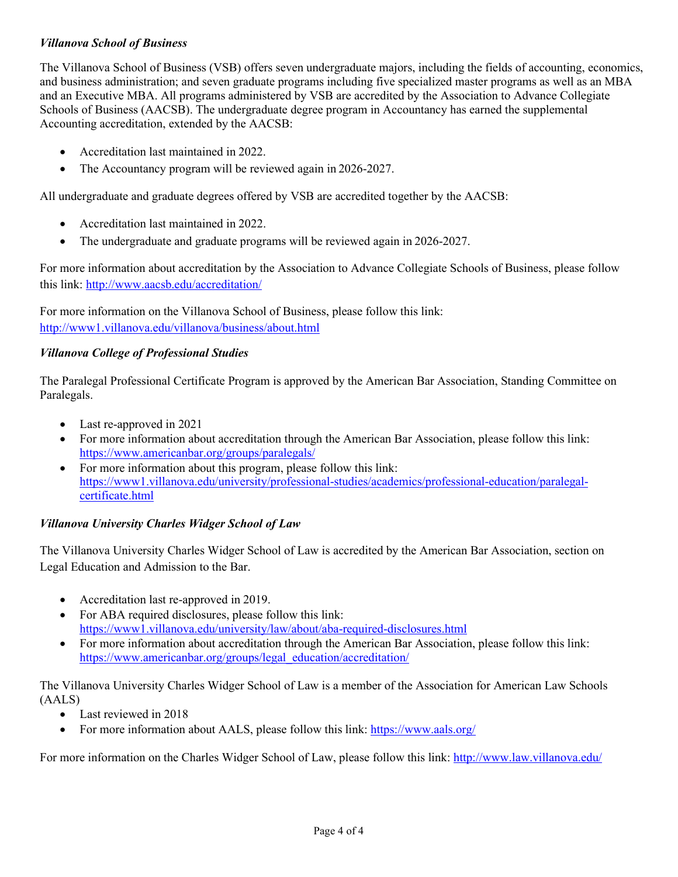***Villanova School of Business***

The Villanova School of Business (VSB) offers seven undergraduate majors, including the fields of accounting, economics, and business administration; and seven graduate programs including five specialized master programs as well as an MBA and an Executive MBA. All programs administered by VSB are accredited by the Association to Advance Collegiate Schools of Business (AACSB). The undergraduate degree program in Accountancy has earned the supplemental Accounting accreditation, extended by the AACSB:

- Accreditation last maintained in 2022.
- The Accountancy program will be reviewed again in 2026-2027.

All undergraduate and graduate degrees offered by VSB are accredited together by the AACSB:

- Accreditation last maintained in 2022.
- The undergraduate and graduate programs will be reviewed again in 2026-2027.

For more information about accreditation by the Association to Advance Collegiate Schools of Business, please follow this link: http://www.aacsb.edu/accreditation/

For more information on the Villanova School of Business, please follow this link: http://www1.villanova.edu/villanova/business/about.html

***Villanova College of Professional Studies***

The Paralegal Professional Certificate Program is approved by the American Bar Association, Standing Committee on Paralegals.

- Last re-approved in 2021
- For more information about accreditation through the American Bar Association, please follow this link: https://www.americanbar.org/groups/paralegals/
- For more information about this program, please follow this link: https://www1.villanova.edu/university/professional-studies/academics/professional-education/paralegal-certificate.html

***Villanova University Charles Widger School of Law***

The Villanova University Charles Widger School of Law is accredited by the American Bar Association, section on Legal Education and Admission to the Bar.

- Accreditation last re-approved in 2019.
- For ABA required disclosures, please follow this link: https://www1.villanova.edu/university/law/about/aba-required-disclosures.html
- For more information about accreditation through the American Bar Association, please follow this link: https://www.americanbar.org/groups/legal_education/accreditation/

The Villanova University Charles Widger School of Law is a member of the Association for American Law Schools (AALS)

- Last reviewed in 2018
- For more information about AALS, please follow this link: https://www.aals.org/

For more information on the Charles Widger School of Law, please follow this link: http://www.law.villanova.edu/